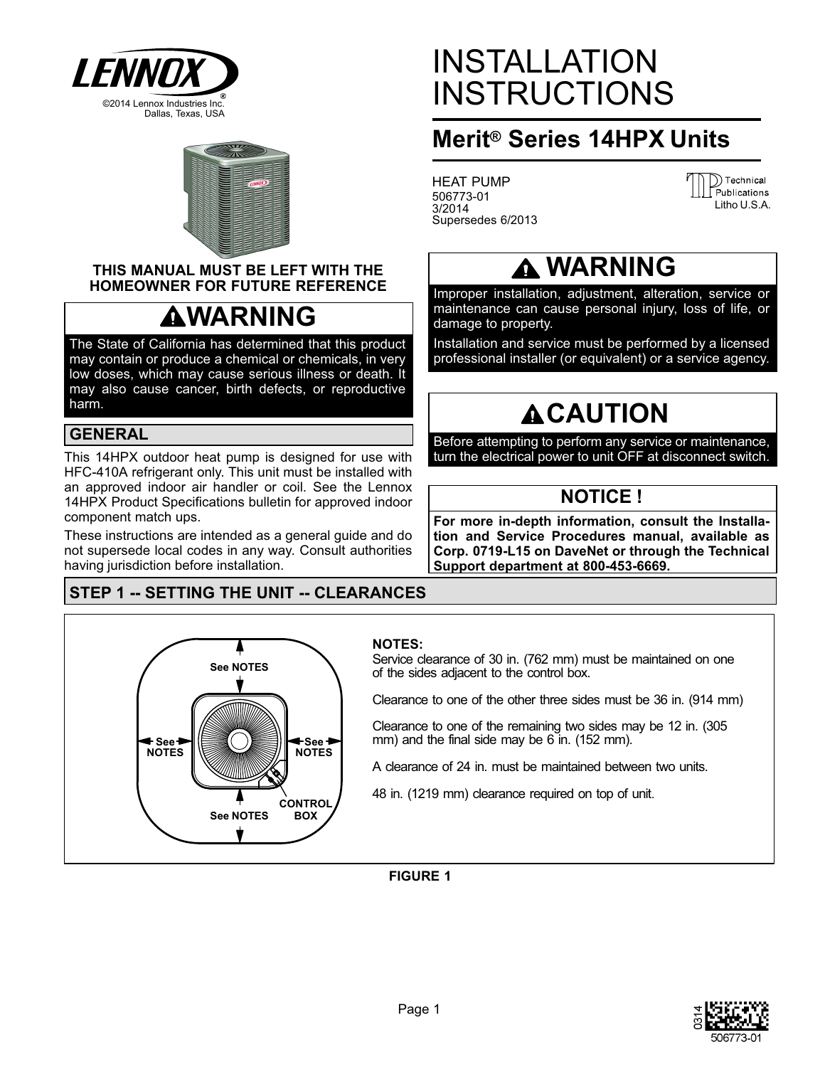©2014 Lennox Industries Inc.
Dallas, Texas, USA

# INSTALLATION INSTRUCTIONS

## Merit® Series 14HPX Units

HEAT PUMP
506773-01
3/2014
Supersedes 6/2013

Technical Publications
Litho U.S.A.

**THIS MANUAL MUST BE LEFT WITH THE HOMEOWNER FOR FUTURE REFERENCE**

### ⚠WARNING

The State of California has determined that this product may contain or produce a chemical or chemicals, in very low doses, which may cause serious illness or death. It may also cause cancer, birth defects, or reproductive harm.

### ⚠ WARNING

Improper installation, adjustment, alteration, service or maintenance can cause personal injury, loss of life, or damage to property.

Installation and service must be performed by a licensed professional installer (or equivalent) or a service agency.

### ⚠CAUTION

Before attempting to perform any service or maintenance, turn the electrical power to unit OFF at disconnect switch.

### NOTICE !

**For more in-depth information, consult the Installation and Service Procedures manual, available as Corp. 0719-L15 on DaveNet or through the Technical Support department at 800-453-6669.**

## GENERAL

This 14HPX outdoor heat pump is designed for use with HFC-410A refrigerant only. This unit must be installed with an approved indoor air handler or coil. See the Lennox 14HPX Product Specifications bulletin for approved indoor component match ups.

These instructions are intended as a general guide and do not supersede local codes in any way. Consult authorities having jurisdiction before installation.

## STEP 1 -- SETTING THE UNIT -- CLEARANCES

See NOTES

See NOTES

See NOTES

See NOTES

CONTROL BOX

**NOTES:**

Service clearance of 30 in. (762 mm) must be maintained on one of the sides adjacent to the control box.

Clearance to one of the other three sides must be 36 in. (914 mm)

Clearance to one of the remaining two sides may be 12 in. (305 mm) and the final side may be 6 in. (152 mm).

A clearance of 24 in. must be maintained between two units.

48 in. (1219 mm) clearance required on top of unit.

**FIGURE 1**

0314
506773-01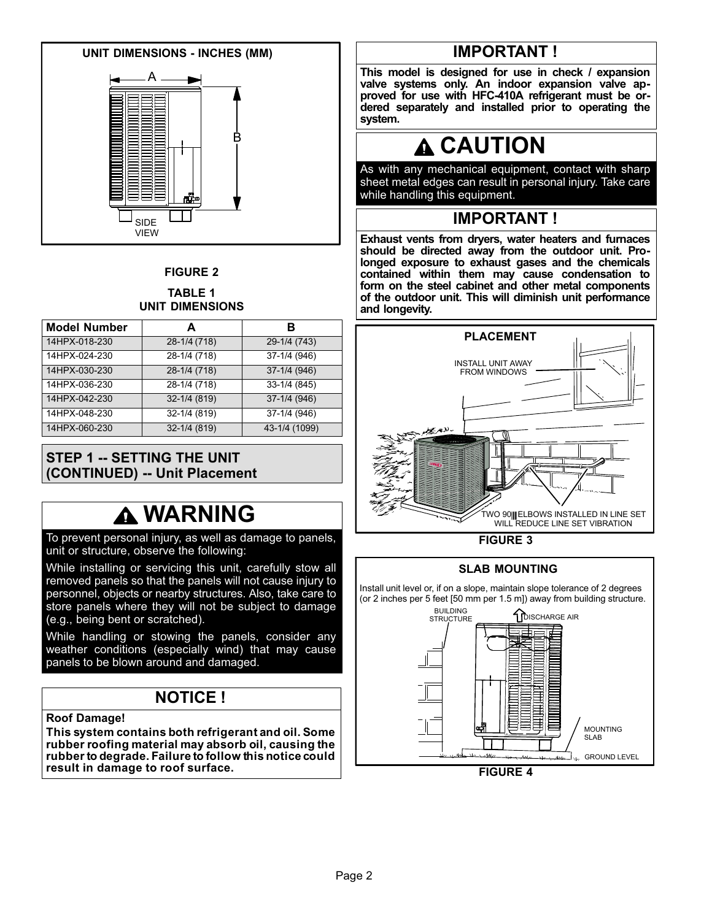**UNIT DIMENSIONS - INCHES (MM)**

A

B

SIDE VIEW

FIGURE 2

**TABLE 1**
**UNIT DIMENSIONS**

| Model Number | A | B |
|---|---|---|
| 14HPX-018-230 | 28-1/4 (718) | 29-1/4 (743) |
| 14HPX-024-230 | 28-1/4 (718) | 37-1/4 (946) |
| 14HPX-030-230 | 28-1/4 (718) | 37-1/4 (946) |
| 14HPX-036-230 | 28-1/4 (718) | 33-1/4 (845) |
| 14HPX-042-230 | 32-1/4 (819) | 37-1/4 (946) |
| 14HPX-048-230 | 32-1/4 (819) | 37-1/4 (946) |
| 14HPX-060-230 | 32-1/4 (819) | 43-1/4 (1099) |

## STEP 1 -- SETTING THE UNIT (CONTINUED) -- Unit Placement

## WARNING

To prevent personal injury, as well as damage to panels, unit or structure, observe the following:

While installing or servicing this unit, carefully stow all removed panels so that the panels will not cause injury to personnel, objects or nearby structures. Also, take care to store panels where they will not be subject to damage (e.g., being bent or scratched).

While handling or stowing the panels, consider any weather conditions (especially wind) that may cause panels to be blown around and damaged.

## NOTICE !

**Roof Damage!**

**This system contains both refrigerant and oil. Some rubber roofing material may absorb oil, causing the rubber to degrade. Failure to follow this notice could result in damage to roof surface.**

## IMPORTANT !

**This model is designed for use in check / expansion valve systems only. An indoor expansion valve approved for use with HFC-410A refrigerant must be ordered separately and installed prior to operating the system.**

## CAUTION

As with any mechanical equipment, contact with sharp sheet metal edges can result in personal injury. Take care while handling this equipment.

## IMPORTANT !

**Exhaust vents from dryers, water heaters and furnaces should be directed away from the outdoor unit. Prolonged exposure to exhaust gases and the chemicals contained within them may cause condensation to form on the steel cabinet and other metal components of the outdoor unit. This will diminish unit performance and longevity.**

**PLACEMENT**

INSTALL UNIT AWAY FROM WINDOWS

TWO 90° ELBOWS INSTALLED IN LINE SET WILL REDUCE LINE SET VIBRATION

FIGURE 3

**SLAB MOUNTING**

Install unit level or, if on a slope, maintain slope tolerance of 2 degrees (or 2 inches per 5 feet [50 mm per 1.5 m]) away from building structure.

BUILDING STRUCTURE

DISCHARGE AIR

MOUNTING SLAB

GROUND LEVEL

FIGURE 4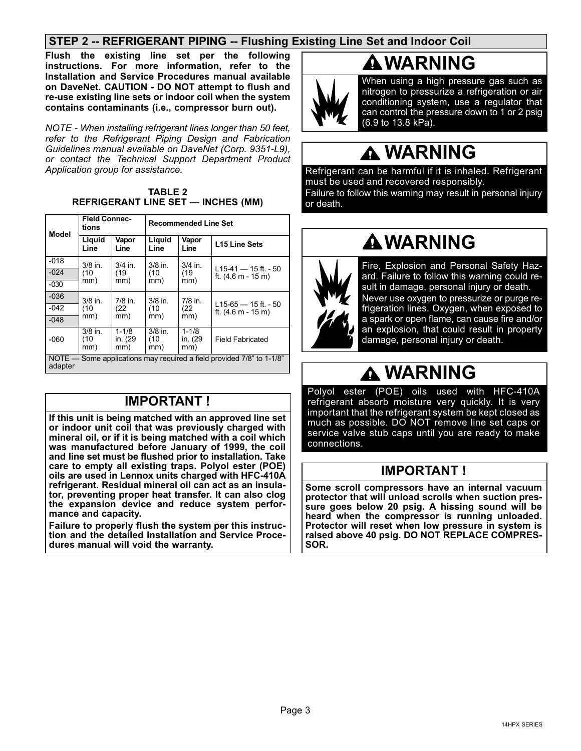## STEP 2 -- REFRIGERANT PIPING -- Flushing Existing Line Set and Indoor Coil

**Flush the existing line set per the following instructions. For more information, refer to the Installation and Service Procedures manual available on DaveNet. CAUTION - DO NOT attempt to flush and re-use existing line sets or indoor coil when the system contains contaminants (i.e., compressor burn out).**

*NOTE - When installing refrigerant lines longer than 50 feet, refer to the Refrigerant Piping Design and Fabrication Guidelines manual available on DaveNet (Corp. 9351-L9), or contact the Technical Support Department Product Application group for assistance.*

**TABLE 2**
**REFRIGERANT LINE SET — INCHES (MM)**

| Model | Field Connections | | Recommended Line Set | | |
|---|---|---|---|---|---|
| | Liquid Line | Vapor Line | Liquid Line | Vapor Line | L15 Line Sets |
| -018 | 3/8 in. (10 mm) | 3/4 in. (19 mm) | 3/8 in. (10 mm) | 3/4 in. (19 mm) | L15-41 — 15 ft. - 50 ft. (4.6 m - 15 m) |
| -024 | | | | | |
| -030 | | | | | |
| -036 | 3/8 in. (10 mm) | 7/8 in. (22 mm) | 3/8 in. (10 mm) | 7/8 in. (22 mm) | L15-65 — 15 ft. - 50 ft. (4.6 m - 15 m) |
| -042 | | | | | |
| -048 | | | | | |
| -060 | 3/8 in. (10 mm) | 1-1/8 in. (29 mm) | 3/8 in. (10 mm) | 1-1/8 in. (29 mm) | Field Fabricated |
| NOTE — Some applications may required a field provided 7/8” to 1-1/8” adapter | | | | | |

### IMPORTANT !

**If this unit is being matched with an approved line set or indoor unit coil that was previously charged with mineral oil, or if it is being matched with a coil which was manufactured before January of 1999, the coil and line set must be flushed prior to installation. Take care to empty all existing traps. Polyol ester (POE) oils are used in Lennox units charged with HFC-410A refrigerant. Residual mineral oil can act as an insulator, preventing proper heat transfer. It can also clog the expansion device and reduce system performance and capacity.**

**Failure to properly flush the system per this instruction and the detailed Installation and Service Procedures manual will void the warranty.**

### WARNING

When using a high pressure gas such as nitrogen to pressurize a refrigeration or air conditioning system, use a regulator that can control the pressure down to 1 or 2 psig (6.9 to 13.8 kPa).

### WARNING

Refrigerant can be harmful if it is inhaled. Refrigerant must be used and recovered responsibly.

Failure to follow this warning may result in personal injury or death.

### WARNING

Fire, Explosion and Personal Safety Hazard. Failure to follow this warning could result in damage, personal injury or death.

Never use oxygen to pressurize or purge refrigeration lines. Oxygen, when exposed to a spark or open flame, can cause fire and/or an explosion, that could result in property damage, personal injury or death.

### WARNING

Polyol ester (POE) oils used with HFC-410A refrigerant absorb moisture very quickly. It is very important that the refrigerant system be kept closed as much as possible. DO NOT remove line set caps or service valve stub caps until you are ready to make connections.

### IMPORTANT !

**Some scroll compressors have an internal vacuum protector that will unload scrolls when suction pressure goes below 20 psig. A hissing sound will be heard when the compressor is running unloaded. Protector will reset when low pressure in system is raised above 40 psig. DO NOT REPLACE COMPRESSOR.**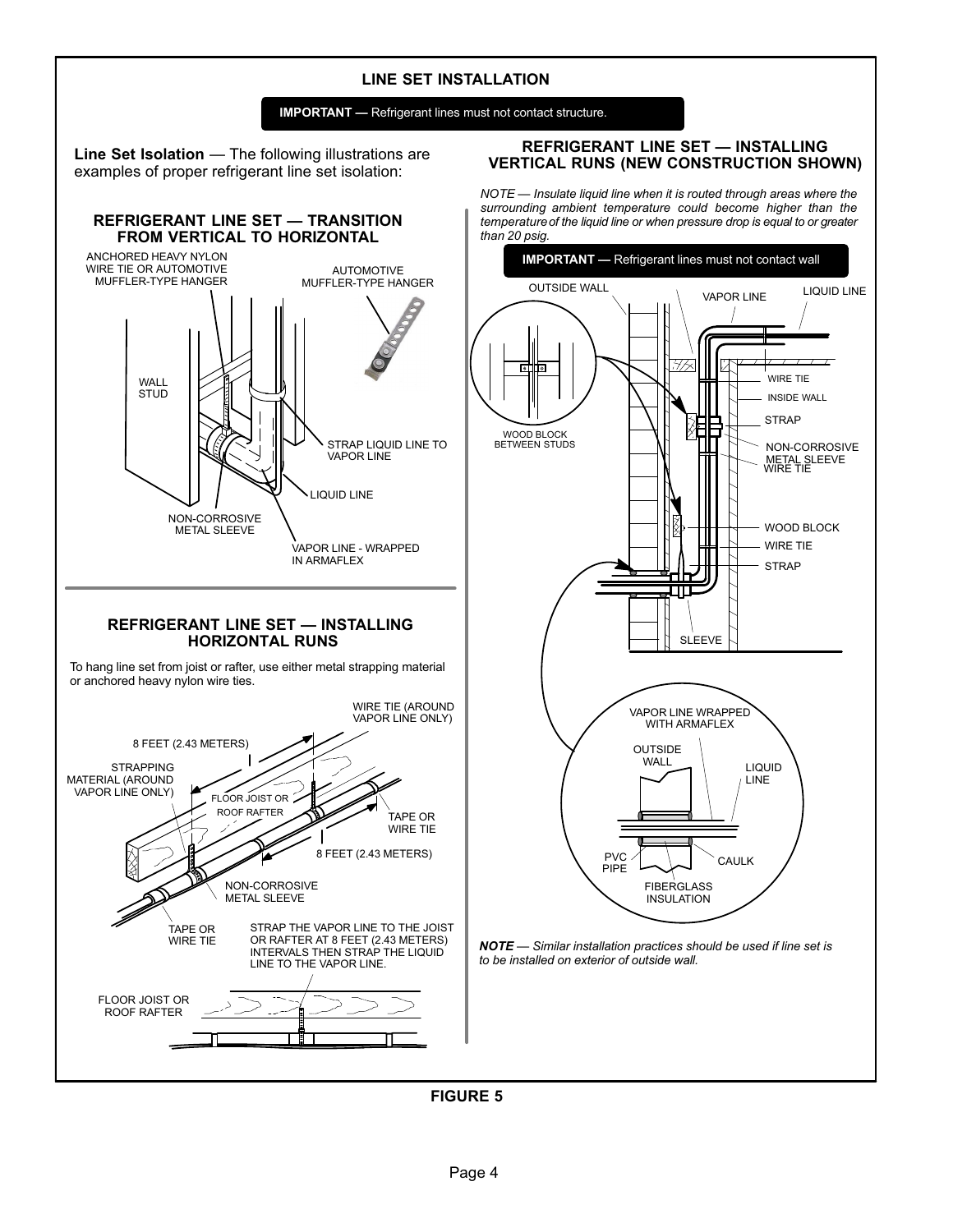# LINE SET INSTALLATION

**IMPORTANT —** Refrigerant lines must not contact structure.

**Line Set Isolation** — The following illustrations are examples of proper refrigerant line set isolation:

## REFRIGERANT LINE SET — TRANSITION FROM VERTICAL TO HORIZONTAL

ANCHORED HEAVY NYLON WIRE TIE OR AUTOMOTIVE MUFFLER-TYPE HANGER

AUTOMOTIVE MUFFLER-TYPE HANGER

WALL STUD

STRAP LIQUID LINE TO VAPOR LINE

LIQUID LINE

NON-CORROSIVE METAL SLEEVE

VAPOR LINE - WRAPPED IN ARMAFLEX

## REFRIGERANT LINE SET — INSTALLING HORIZONTAL RUNS

To hang line set from joist or rafter, use either metal strapping material or anchored heavy nylon wire ties.

WIRE TIE (AROUND VAPOR LINE ONLY)

8 FEET (2.43 METERS)

STRAPPING MATERIAL (AROUND VAPOR LINE ONLY)

FLOOR JOIST OR ROOF RAFTER

TAPE OR WIRE TIE

8 FEET (2.43 METERS)

NON-CORROSIVE METAL SLEEVE

TAPE OR WIRE TIE

STRAP THE VAPOR LINE TO THE JOIST OR RAFTER AT 8 FEET (2.43 METERS) INTERVALS THEN STRAP THE LIQUID LINE TO THE VAPOR LINE.

FLOOR JOIST OR ROOF RAFTER

## REFRIGERANT LINE SET — INSTALLING VERTICAL RUNS (NEW CONSTRUCTION SHOWN)

*NOTE — Insulate liquid line when it is routed through areas where the surrounding ambient temperature could become higher than the temperature of the liquid line or when pressure drop is equal to or greater than 20 psig.*

**IMPORTANT —** Refrigerant lines must not contact wall

OUTSIDE WALL

VAPOR LINE

LIQUID LINE

WIRE TIE

INSIDE WALL

STRAP

WOOD BLOCK BETWEEN STUDS

NON-CORROSIVE METAL SLEEVE

WIRE TIE

WOOD BLOCK

WIRE TIE

STRAP

SLEEVE

VAPOR LINE WRAPPED WITH ARMAFLEX

OUTSIDE WALL

LIQUID LINE

PVC PIPE

CAULK

FIBERGLASS INSULATION

***NOTE** — Similar installation practices should be used if line set is to be installed on exterior of outside wall.*

**FIGURE 5**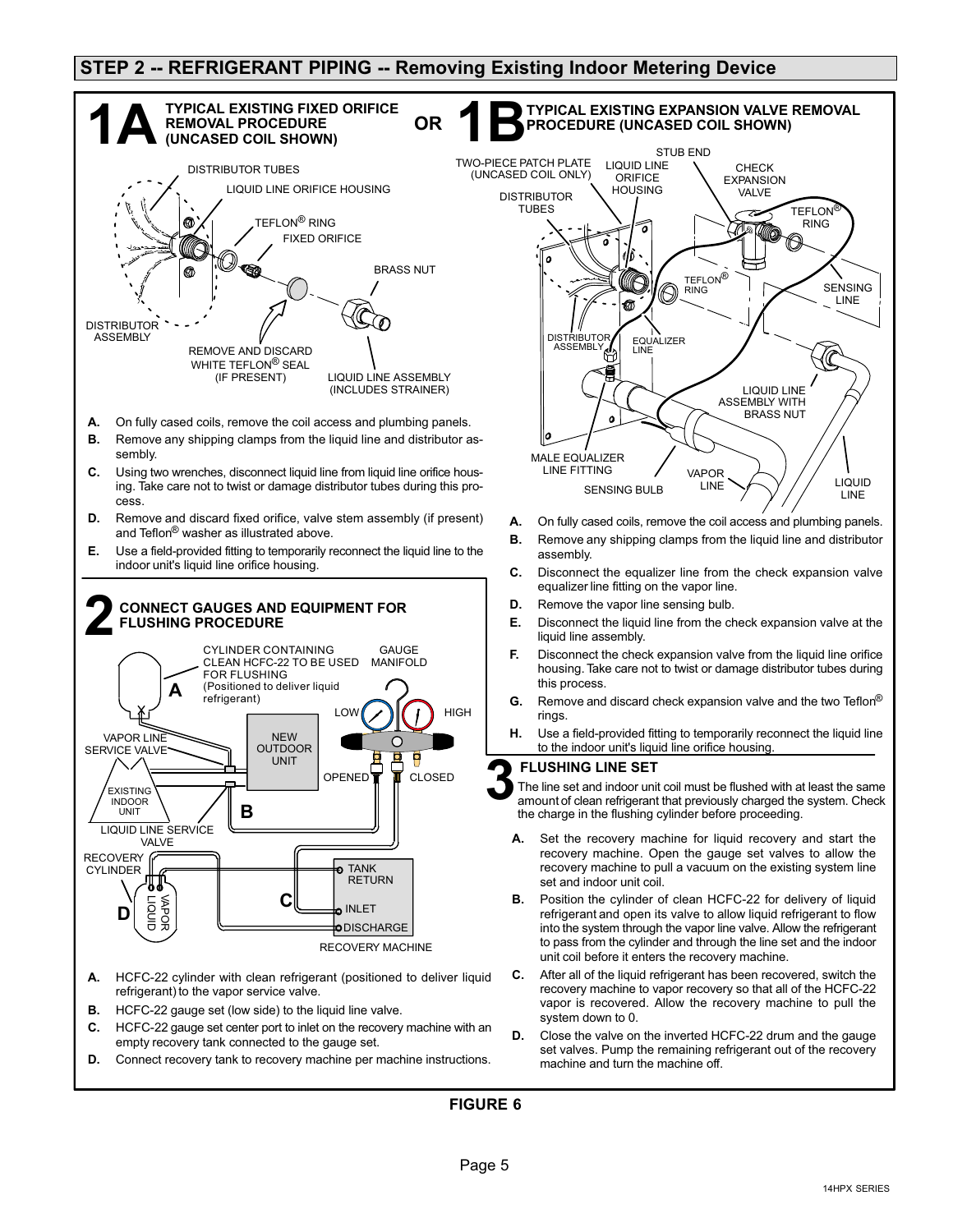## STEP 2 -- REFRIGERANT PIPING -- Removing Existing Indoor Metering Device

### 1A TYPICAL EXISTING FIXED ORIFICE REMOVAL PROCEDURE (UNCASED COIL SHOWN)

DISTRIBUTOR TUBES
LIQUID LINE ORIFICE HOUSING
TEFLON® RING
FIXED ORIFICE
BRASS NUT
DISTRIBUTOR ASSEMBLY
REMOVE AND DISCARD WHITE TEFLON® SEAL (IF PRESENT)
LIQUID LINE ASSEMBLY (INCLUDES STRAINER)

**A.** On fully cased coils, remove the coil access and plumbing panels.

**B.** Remove any shipping clamps from the liquid line and distributor assembly.

**C.** Using two wrenches, disconnect liquid line from liquid line orifice housing. Take care not to twist or damage distributor tubes during this process.

**D.** Remove and discard fixed orifice, valve stem assembly (if present) and Teflon® washer as illustrated above.

**E.** Use a field-provided fitting to temporarily reconnect the liquid line to the indoor unit's liquid line orifice housing.

**OR**

### 1B TYPICAL EXISTING EXPANSION VALVE REMOVAL PROCEDURE (UNCASED COIL SHOWN)

TWO-PIECE PATCH PLATE (UNCASED COIL ONLY)
DISTRIBUTOR TUBES
LIQUID LINE ORIFICE HOUSING
STUB END
CHECK EXPANSION VALVE
TEFLON® RING
TEFLON® RING
SENSING LINE
DISTRIBUTOR ASSEMBLY
EQUALIZER LINE
LIQUID LINE ASSEMBLY WITH BRASS NUT
MALE EQUALIZER LINE FITTING
SENSING BULB
VAPOR LINE
LIQUID LINE

**A.** On fully cased coils, remove the coil access and plumbing panels.

**B.** Remove any shipping clamps from the liquid line and distributor assembly.

**C.** Disconnect the equalizer line from the check expansion valve equalizer line fitting on the vapor line.

**D.** Remove the vapor line sensing bulb.

**E.** Disconnect the liquid line from the check expansion valve at the liquid line assembly.

**F.** Disconnect the check expansion valve from the liquid line orifice housing. Take care not to twist or damage distributor tubes during this process.

**G.** Remove and discard check expansion valve and the two Teflon® rings.

**H.** Use a field-provided fitting to temporarily reconnect the liquid line to the indoor unit's liquid line orifice housing.

### 2 CONNECT GAUGES AND EQUIPMENT FOR FLUSHING PROCEDURE

CYLINDER CONTAINING CLEAN HCFC-22 TO BE USED FOR FLUSHING (Positioned to deliver liquid refrigerant)
GAUGE MANIFOLD
LOW
HIGH
VAPOR LINE SERVICE VALVE
NEW OUTDOOR UNIT
OPENED
CLOSED
EXISTING INDOOR UNIT
LIQUID LINE SERVICE VALVE
RECOVERY CYLINDER
VAPOR
LIQUID
TANK RETURN
INLET
DISCHARGE
RECOVERY MACHINE

**A.** HCFC-22 cylinder with clean refrigerant (positioned to deliver liquid refrigerant) to the vapor service valve.

**B.** HCFC-22 gauge set (low side) to the liquid line valve.

**C.** HCFC-22 gauge set center port to inlet on the recovery machine with an empty recovery tank connected to the gauge set.

**D.** Connect recovery tank to recovery machine per machine instructions.

### 3 FLUSHING LINE SET

The line set and indoor unit coil must be flushed with at least the same amount of clean refrigerant that previously charged the system. Check the charge in the flushing cylinder before proceeding.

**A.** Set the recovery machine for liquid recovery and start the recovery machine. Open the gauge set valves to allow the recovery machine to pull a vacuum on the existing system line set and indoor unit coil.

**B.** Position the cylinder of clean HCFC-22 for delivery of liquid refrigerant and open its valve to allow liquid refrigerant to flow into the system through the vapor line valve. Allow the refrigerant to pass from the cylinder and through the line set and the indoor unit coil before it enters the recovery machine.

**C.** After all of the liquid refrigerant has been recovered, switch the recovery machine to vapor recovery so that all of the HCFC-22 vapor is recovered. Allow the recovery machine to pull the system down to 0.

**D.** Close the valve on the inverted HCFC-22 drum and the gauge set valves. Pump the remaining refrigerant out of the recovery machine and turn the machine off.

**FIGURE 6**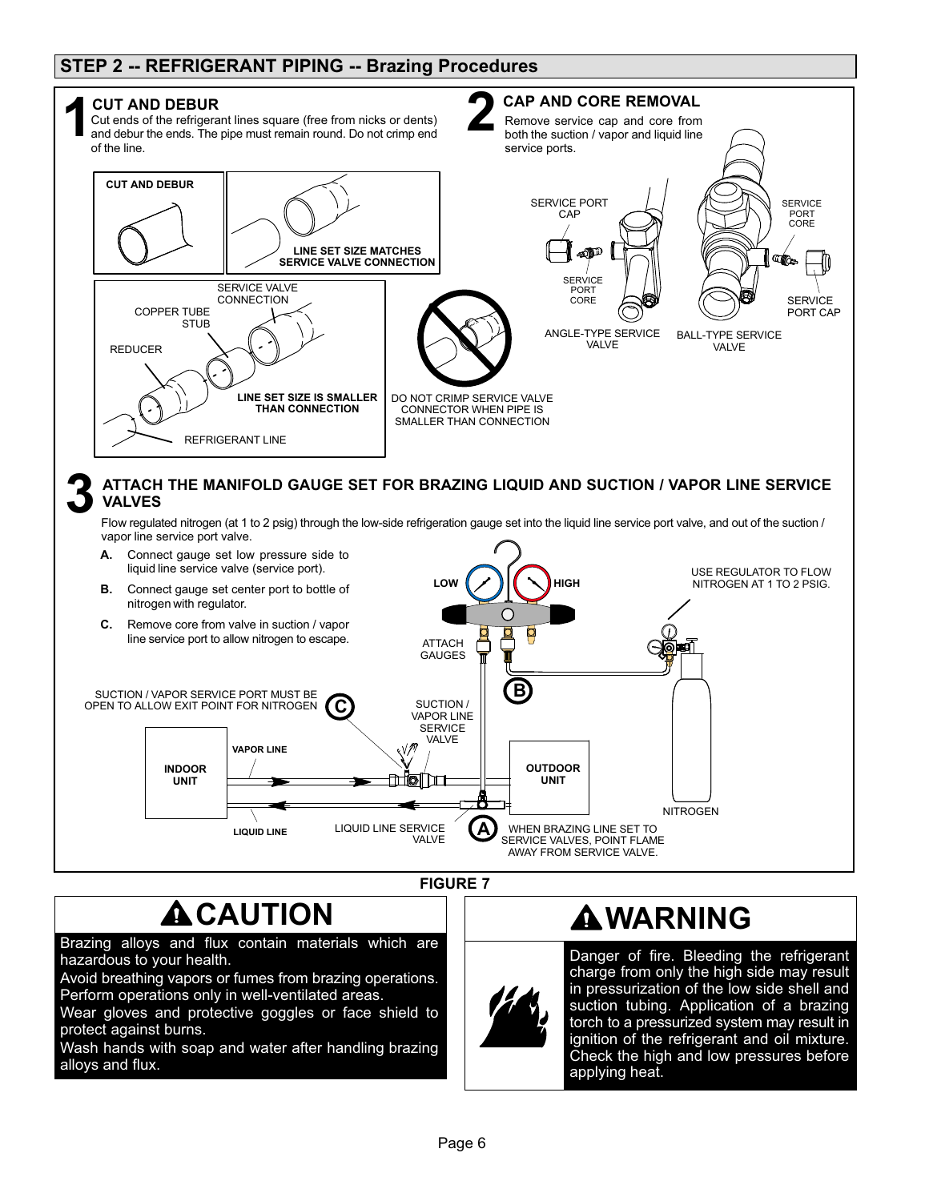## STEP 2 -- REFRIGERANT PIPING -- Brazing Procedures

### 1 CUT AND DEBUR

Cut ends of the refrigerant lines square (free from nicks or dents) and debur the ends. The pipe must remain round. Do not crimp end of the line.

CUT AND DEBUR

LINE SET SIZE MATCHES SERVICE VALVE CONNECTION

SERVICE VALVE CONNECTION

COPPER TUBE STUB

REDUCER

LINE SET SIZE IS SMALLER THAN CONNECTION

REFRIGERANT LINE

DO NOT CRIMP SERVICE VALVE CONNECTOR WHEN PIPE IS SMALLER THAN CONNECTION

### 2 CAP AND CORE REMOVAL

Remove service cap and core from both the suction / vapor and liquid line service ports.

SERVICE PORT CAP

SERVICE PORT CORE

ANGLE-TYPE SERVICE VALVE

SERVICE PORT CORE

SERVICE PORT CAP

BALL-TYPE SERVICE VALVE

### 3 ATTACH THE MANIFOLD GAUGE SET FOR BRAZING LIQUID AND SUCTION / VAPOR LINE SERVICE VALVES

Flow regulated nitrogen (at 1 to 2 psig) through the low-side refrigeration gauge set into the liquid line service port valve, and out of the suction / vapor line service port valve.

- **A.** Connect gauge set low pressure side to liquid line service valve (service port).
- **B.** Connect gauge set center port to bottle of nitrogen with regulator.
- **C.** Remove core from valve in suction / vapor line service port to allow nitrogen to escape.

LOW

HIGH

USE REGULATOR TO FLOW NITROGEN AT 1 TO 2 PSIG.

ATTACH GAUGES

SUCTION / VAPOR SERVICE PORT MUST BE OPEN TO ALLOW EXIT POINT FOR NITROGEN

SUCTION / VAPOR LINE SERVICE VALVE

INDOOR UNIT

VAPOR LINE

OUTDOOR UNIT

NITROGEN

LIQUID LINE

LIQUID LINE SERVICE VALVE

WHEN BRAZING LINE SET TO SERVICE VALVES, POINT FLAME AWAY FROM SERVICE VALVE.

**FIGURE 7**

## ⚠CAUTION

Brazing alloys and flux contain materials which are hazardous to your health.

Avoid breathing vapors or fumes from brazing operations. Perform operations only in well-ventilated areas.

Wear gloves and protective goggles or face shield to protect against burns.

Wash hands with soap and water after handling brazing alloys and flux.

## ⚠WARNING

Danger of fire. Bleeding the refrigerant charge from only the high side may result in pressurization of the low side shell and suction tubing. Application of a brazing torch to a pressurized system may result in ignition of the refrigerant and oil mixture. Check the high and low pressures before applying heat.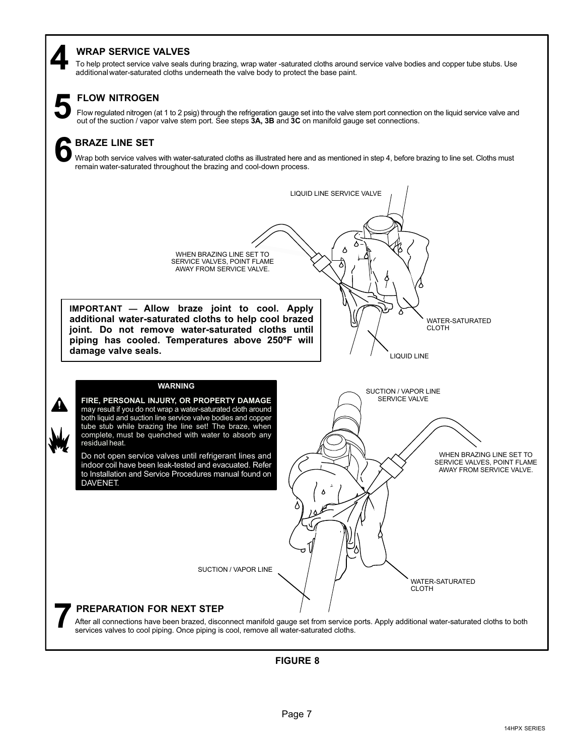## 4 WRAP SERVICE VALVES

To help protect service valve seals during brazing, wrap water -saturated cloths around service valve bodies and copper tube stubs. Use additional water-saturated cloths underneath the valve body to protect the base paint.

## 5 FLOW NITROGEN

Flow regulated nitrogen (at 1 to 2 psig) through the refrigeration gauge set into the valve stem port connection on the liquid service valve and out of the suction / vapor valve stem port. See steps **3A, 3B** and **3C** on manifold gauge set connections.

## 6 BRAZE LINE SET

Wrap both service valves with water-saturated cloths as illustrated here and as mentioned in step 4, before brazing to line set. Cloths must remain water-saturated throughout the brazing and cool-down process.

LIQUID LINE SERVICE VALVE

WHEN BRAZING LINE SET TO SERVICE VALVES, POINT FLAME AWAY FROM SERVICE VALVE.

WATER-SATURATED CLOTH

LIQUID LINE

**IMPORTANT — Allow braze joint to cool. Apply additional water-saturated cloths to help cool brazed joint. Do not remove water-saturated cloths until piping has cooled. Temperatures above 250ºF will damage valve seals.**

**WARNING**

**FIRE, PERSONAL INJURY, OR PROPERTY DAMAGE** may result if you do not wrap a water-saturated cloth around both liquid and suction line service valve bodies and copper tube stub while brazing the line set! The braze, when complete, must be quenched with water to absorb any residual heat.

Do not open service valves until refrigerant lines and indoor coil have been leak-tested and evacuated. Refer to Installation and Service Procedures manual found on DAVENET.

SUCTION / VAPOR LINE SERVICE VALVE

WHEN BRAZING LINE SET TO SERVICE VALVES, POINT FLAME AWAY FROM SERVICE VALVE.

SUCTION / VAPOR LINE

WATER-SATURATED CLOTH

## 7 PREPARATION FOR NEXT STEP

After all connections have been brazed, disconnect manifold gauge set from service ports. Apply additional water-saturated cloths to both services valves to cool piping. Once piping is cool, remove all water-saturated cloths.

**FIGURE 8**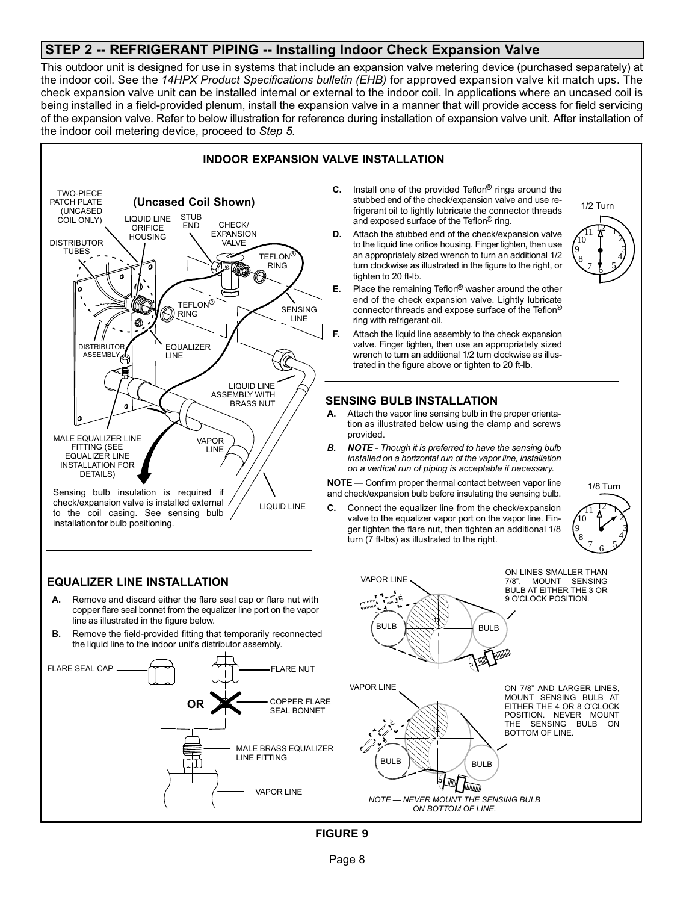## STEP 2 -- REFRIGERANT PIPING -- Installing Indoor Check Expansion Valve

This outdoor unit is designed for use in systems that include an expansion valve metering device (purchased separately) at the indoor coil. See the *14HPX Product Specifications bulletin (EHB)* for approved expansion valve kit match ups. The check expansion valve unit can be installed internal or external to the indoor coil. In applications where an uncased coil is being installed in a field-provided plenum, install the expansion valve in a manner that will provide access for field servicing of the expansion valve. Refer to below illustration for reference during installation of expansion valve unit. After installation of the indoor coil metering device, proceed to *Step 5.*

### INDOOR EXPANSION VALVE INSTALLATION

(Uncased Coil Shown)

TWO-PIECE PATCH PLATE (UNCASED COIL ONLY)

DISTRIBUTOR TUBES

LIQUID LINE ORIFICE HOUSING

STUB END

CHECK/ EXPANSION VALVE

TEFLON® RING

TEFLON® RING

SENSING LINE

DISTRIBUTOR ASSEMBLY

EQUALIZER LINE

LIQUID LINE ASSEMBLY WITH BRASS NUT

MALE EQUALIZER LINE FITTING (SEE EQUALIZER LINE INSTALLATION FOR DETAILS)

VAPOR LINE

LIQUID LINE

Sensing bulb insulation is required if check/expansion valve is installed external to the coil casing. See sensing bulb installation for bulb positioning.

**C.** Install one of the provided Teflon® rings around the stubbed end of the check/expansion valve and use refrigerant oil to lightly lubricate the connector threads and exposed surface of the Teflon® ring.

**D.** Attach the stubbed end of the check/expansion valve to the liquid line orifice housing. Finger tighten, then use an appropriately sized wrench to turn an additional 1/2 turn clockwise as illustrated in the figure to the right, or tighten to 20 ft-lb.

**E.** Place the remaining Teflon® washer around the other end of the check expansion valve. Lightly lubricate connector threads and expose surface of the Teflon® ring with refrigerant oil.

**F.** Attach the liquid line assembly to the check expansion valve. Finger tighten, then use an appropriately sized wrench to turn an additional 1/2 turn clockwise as illustrated in the figure above or tighten to 20 ft-lb.

1/2 Turn

### SENSING BULB INSTALLATION

**A.** Attach the vapor line sensing bulb in the proper orientation as illustrated below using the clamp and screws provided.

***B. NOTE*** *- Though it is preferred to have the sensing bulb installed on a horizontal run of the vapor line, installation on a vertical run of piping is acceptable if necessary.*

**NOTE** — Confirm proper thermal contact between vapor line and check/expansion bulb before insulating the sensing bulb.

**C.** Connect the equalizer line from the check/expansion valve to the equalizer vapor port on the vapor line. Finger tighten the flare nut, then tighten an additional 1/8 turn (7 ft-lbs) as illustrated to the right.

1/8 Turn

VAPOR LINE — BULB — BULB

ON LINES SMALLER THAN 7/8", MOUNT SENSING BULB AT EITHER THE 3 OR 9 O'CLOCK POSITION.

VAPOR LINE — BULB — BULB

ON 7/8" AND LARGER LINES, MOUNT SENSING BULB AT EITHER THE 4 OR 8 O'CLOCK POSITION. NEVER MOUNT THE SENSING BULB ON BOTTOM OF LINE.

*NOTE — NEVER MOUNT THE SENSING BULB ON BOTTOM OF LINE.*

### EQUALIZER LINE INSTALLATION

**A.** Remove and discard either the flare seal cap or flare nut with copper flare seal bonnet from the equalizer line port on the vapor line as illustrated in the figure below.

**B.** Remove the field-provided fitting that temporarily reconnected the liquid line to the indoor unit's distributor assembly.

FLARE SEAL CAP

OR

FLARE NUT

COPPER FLARE SEAL BONNET

MALE BRASS EQUALIZER LINE FITTING

VAPOR LINE

**FIGURE 9**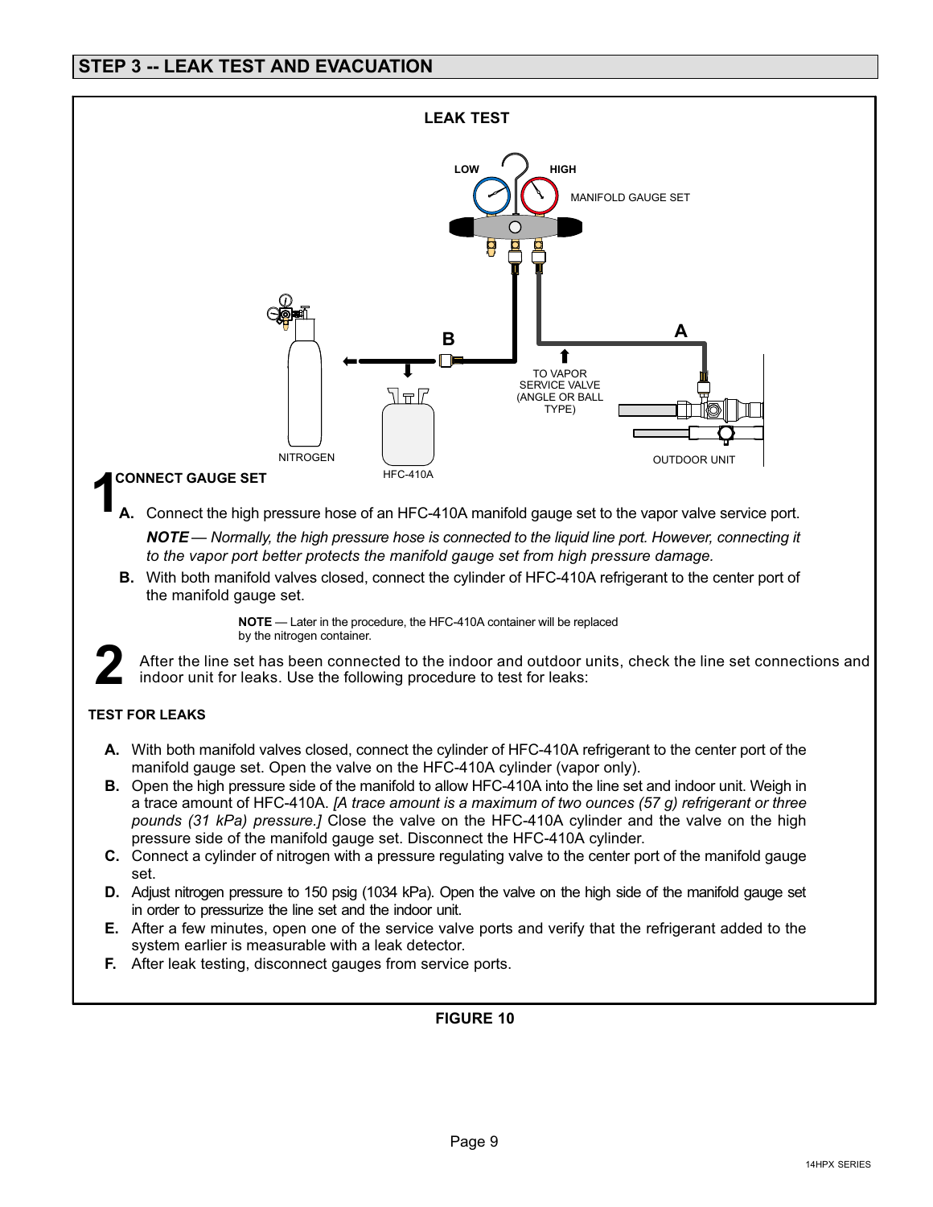## STEP 3 -- LEAK TEST AND EVACUATION

**LEAK TEST**

LOW HIGH MANIFOLD GAUGE SET

B A

TO VAPOR SERVICE VALVE (ANGLE OR BALL TYPE)

NITROGEN HFC-410A OUTDOOR UNIT

**1 CONNECT GAUGE SET**

**A.** Connect the high pressure hose of an HFC-410A manifold gauge set to the vapor valve service port.

***NOTE*** *— Normally, the high pressure hose is connected to the liquid line port. However, connecting it to the vapor port better protects the manifold gauge set from high pressure damage.*

**B.** With both manifold valves closed, connect the cylinder of HFC-410A refrigerant to the center port of the manifold gauge set.

**NOTE** — Later in the procedure, the HFC-410A container will be replaced by the nitrogen container.

**2** After the line set has been connected to the indoor and outdoor units, check the line set connections and indoor unit for leaks. Use the following procedure to test for leaks:

**TEST FOR LEAKS**

**A.** With both manifold valves closed, connect the cylinder of HFC-410A refrigerant to the center port of the manifold gauge set. Open the valve on the HFC-410A cylinder (vapor only).

**B.** Open the high pressure side of the manifold to allow HFC-410A into the line set and indoor unit. Weigh in a trace amount of HFC-410A. *[A trace amount is a maximum of two ounces (57 g) refrigerant or three pounds (31 kPa) pressure.]* Close the valve on the HFC-410A cylinder and the valve on the high pressure side of the manifold gauge set. Disconnect the HFC-410A cylinder.

**C.** Connect a cylinder of nitrogen with a pressure regulating valve to the center port of the manifold gauge set.

**D.** Adjust nitrogen pressure to 150 psig (1034 kPa). Open the valve on the high side of the manifold gauge set in order to pressurize the line set and the indoor unit.

**E.** After a few minutes, open one of the service valve ports and verify that the refrigerant added to the system earlier is measurable with a leak detector.

**F.** After leak testing, disconnect gauges from service ports.

**FIGURE 10**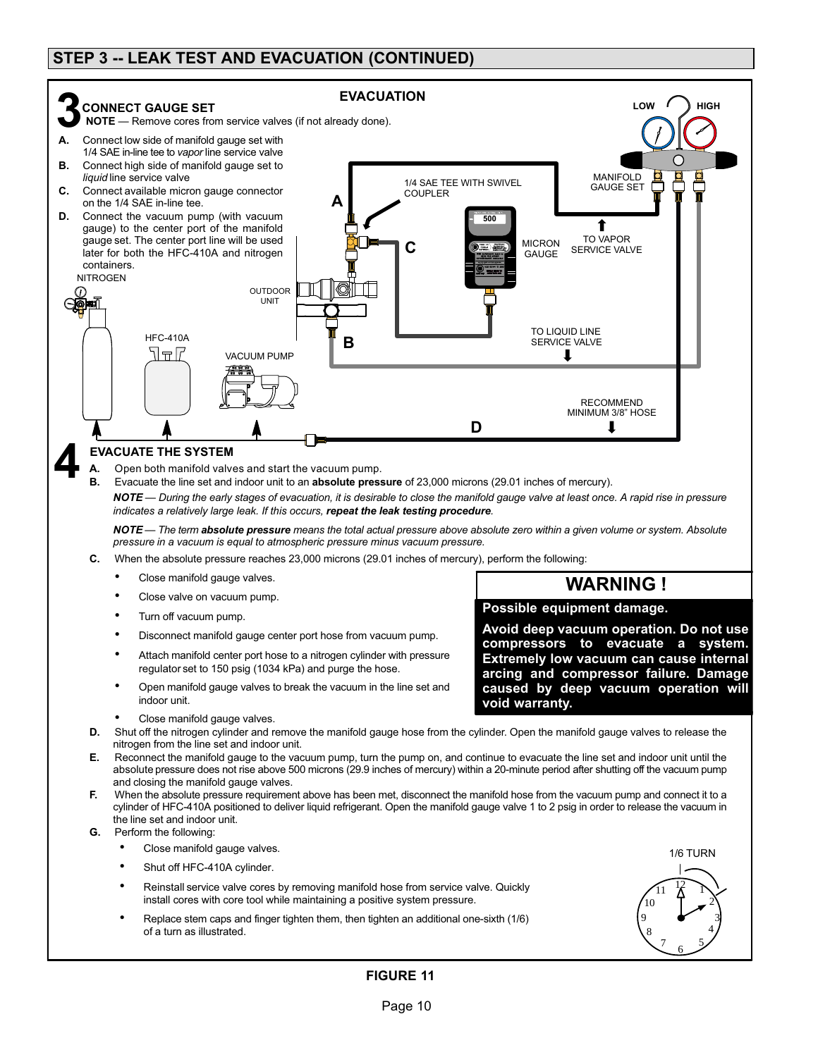## STEP 3 -- LEAK TEST AND EVACUATION (CONTINUED)

### EVACUATION

### 3 CONNECT GAUGE SET

**NOTE** — Remove cores from service valves (if not already done).

**A.** Connect low side of manifold gauge set with 1/4 SAE in-line tee to *vapor* line service valve

**B.** Connect high side of manifold gauge set to *liquid* line service valve

**C.** Connect available micron gauge connector on the 1/4 SAE in-line tee.

**D.** Connect the vacuum pump (with vacuum gauge) to the center port of the manifold gauge set. The center port line will be used later for both the HFC-410A and nitrogen containers.

NITROGEN

HFC-410A

VACUUM PUMP

OUTDOOR UNIT

1/4 SAE TEE WITH SWIVEL COUPLER

MICRON GAUGE

500

MANIFOLD GAUGE SET

LOW

HIGH

TO VAPOR SERVICE VALVE

TO LIQUID LINE SERVICE VALVE

RECOMMEND MINIMUM 3/8" HOSE

A B C D

### 4 EVACUATE THE SYSTEM

**A.** Open both manifold valves and start the vacuum pump.

**B.** Evacuate the line set and indoor unit to an **absolute pressure** of 23,000 microns (29.01 inches of mercury).

***NOTE*** *— During the early stages of evacuation, it is desirable to close the manifold gauge valve at least once. A rapid rise in pressure indicates a relatively large leak. If this occurs,* ***repeat the leak testing procedure****.*

***NOTE*** *— The term* ***absolute pressure*** *means the total actual pressure above absolute zero within a given volume or system. Absolute pressure in a vacuum is equal to atmospheric pressure minus vacuum pressure.*

**C.** When the absolute pressure reaches 23,000 microns (29.01 inches of mercury), perform the following:

- Close manifold gauge valves.
- Close valve on vacuum pump.
- Turn off vacuum pump.
- Disconnect manifold gauge center port hose from vacuum pump.
- Attach manifold center port hose to a nitrogen cylinder with pressure regulator set to 150 psig (1034 kPa) and purge the hose.
- Open manifold gauge valves to break the vacuum in the line set and indoor unit.
- Close manifold gauge valves.

> **WARNING !**
>
> **Possible equipment damage.**
>
> **Avoid deep vacuum operation. Do not use compressors to evacuate a system. Extremely low vacuum can cause internal arcing and compressor failure. Damage caused by deep vacuum operation will void warranty.**

**D.** Shut off the nitrogen cylinder and remove the manifold gauge hose from the cylinder. Open the manifold gauge valves to release the nitrogen from the line set and indoor unit.

**E.** Reconnect the manifold gauge to the vacuum pump, turn the pump on, and continue to evacuate the line set and indoor unit until the absolute pressure does not rise above 500 microns (29.9 inches of mercury) within a 20-minute period after shutting off the vacuum pump and closing the manifold gauge valves.

**F.** When the absolute pressure requirement above has been met, disconnect the manifold hose from the vacuum pump and connect it to a cylinder of HFC-410A positioned to deliver liquid refrigerant. Open the manifold gauge valve 1 to 2 psig in order to release the vacuum in the line set and indoor unit.

**G.** Perform the following:

- Close manifold gauge valves.
- Shut off HFC-410A cylinder.
- Reinstall service valve cores by removing manifold hose from service valve. Quickly install cores with core tool while maintaining a positive system pressure.
- Replace stem caps and finger tighten them, then tighten an additional one-sixth (1/6) of a turn as illustrated.

1/6 TURN

**FIGURE 11**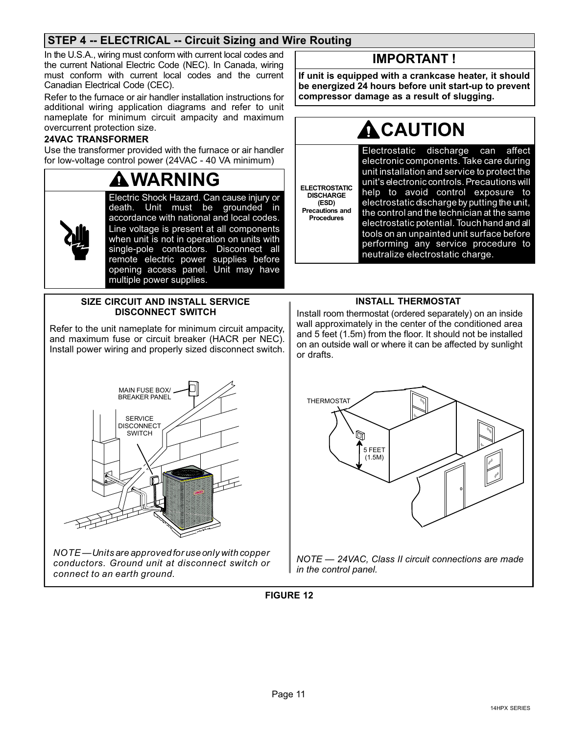## STEP 4 -- ELECTRICAL -- Circuit Sizing and Wire Routing

In the U.S.A., wiring must conform with current local codes and the current National Electric Code (NEC). In Canada, wiring must conform with current local codes and the current Canadian Electrical Code (CEC).

Refer to the furnace or air handler installation instructions for additional wiring application diagrams and refer to unit nameplate for minimum circuit ampacity and maximum overcurrent protection size.

**24VAC TRANSFORMER**

Use the transformer provided with the furnace or air handler for low-voltage control power (24VAC - 40 VA minimum)

**WARNING**

Electric Shock Hazard. Can cause injury or death. Unit must be grounded in accordance with national and local codes.

Line voltage is present at all components when unit is not in operation on units with single-pole contactors. Disconnect all remote electric power supplies before opening access panel. Unit may have multiple power supplies.

**IMPORTANT !**

**If unit is equipped with a crankcase heater, it should be energized 24 hours before unit start-up to prevent compressor damage as a result of slugging.**

**CAUTION**

**ELECTROSTATIC DISCHARGE (ESD) Precautions and Procedures**

Electrostatic discharge can affect electronic components. Take care during unit installation and service to protect the unit's electronic controls. Precautions will help to avoid control exposure to electrostatic discharge by putting the unit, the control and the technician at the same electrostatic potential. Touch hand and all tools on an unpainted unit surface before performing any service procedure to neutralize electrostatic charge.

**SIZE CIRCUIT AND INSTALL SERVICE DISCONNECT SWITCH**

Refer to the unit nameplate for minimum circuit ampacity, and maximum fuse or circuit breaker (HACR per NEC). Install power wiring and properly sized disconnect switch.

MAIN FUSE BOX/ BREAKER PANEL

SERVICE DISCONNECT SWITCH

*NOTE — Units are approved for use only with copper conductors. Ground unit at disconnect switch or connect to an earth ground.*

**INSTALL THERMOSTAT**

Install room thermostat (ordered separately) on an inside wall approximately in the center of the conditioned area and 5 feet (1.5m) from the floor. It should not be installed on an outside wall or where it can be affected by sunlight or drafts.

THERMOSTAT

5 FEET (1.5M)

*NOTE — 24VAC, Class II circuit connections are made in the control panel.*

**FIGURE 12**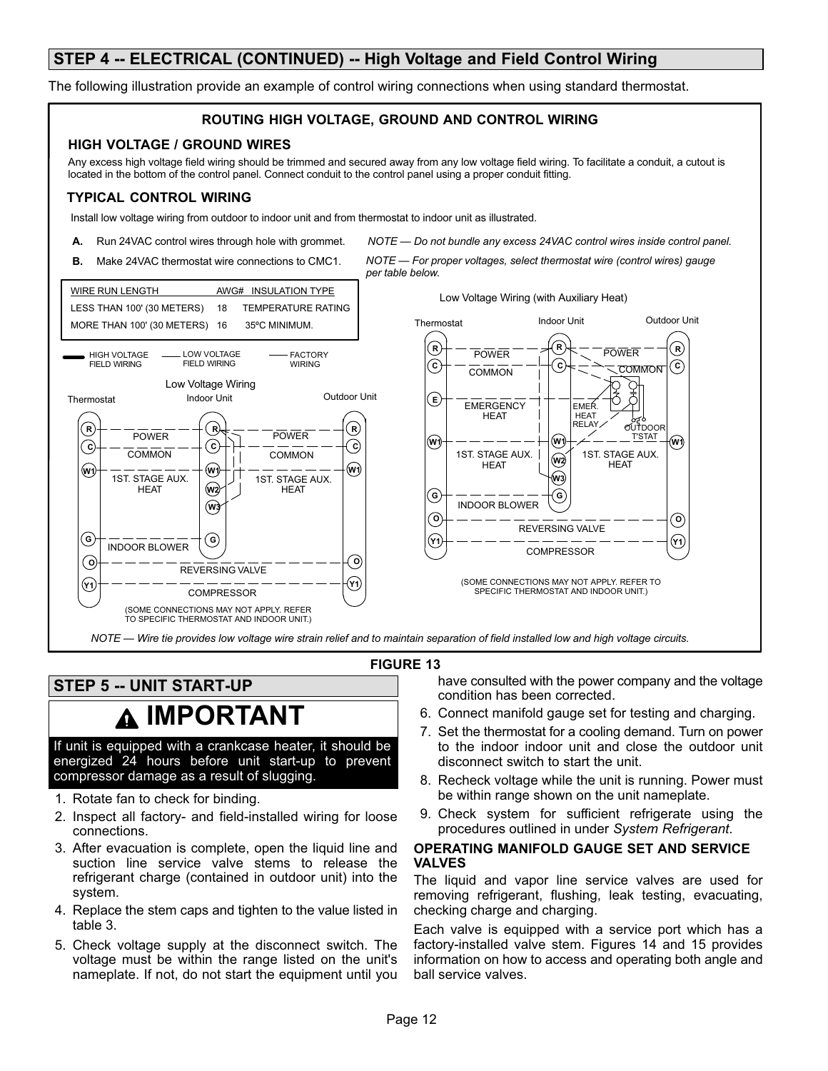## STEP 4 -- ELECTRICAL (CONTINUED) -- High Voltage and Field Control Wiring

The following illustration provide an example of control wiring connections when using standard thermostat.

### ROUTING HIGH VOLTAGE, GROUND AND CONTROL WIRING

#### HIGH VOLTAGE / GROUND WIRES

Any excess high voltage field wiring should be trimmed and secured away from any low voltage field wiring. To facilitate a conduit, a cutout is located in the bottom of the control panel. Connect conduit to the control panel using a proper conduit fitting.

#### TYPICAL CONTROL WIRING

Install low voltage wiring from outdoor to indoor unit and from thermostat to indoor unit as illustrated.

**A.** Run 24VAC control wires through hole with grommet.

**B.** Make 24VAC thermostat wire connections to CMC1.

*NOTE — Do not bundle any excess 24VAC control wires inside control panel.*

*NOTE — For proper voltages, select thermostat wire (control wires) gauge per table below.*

| WIRE RUN LENGTH | AWG# | INSULATION TYPE |
|---|---|---|
| LESS THAN 100' (30 METERS) | 18 | TEMPERATURE RATING |
| MORE THAN 100' (30 METERS) | 16 | 35ºC MINIMUM. |

HIGH VOLTAGE FIELD WIRING — LOW VOLTAGE FIELD WIRING — FACTORY WIRING

**Low Voltage Wiring**

Thermostat / Indoor Unit / Outdoor Unit

- R — POWER — R — POWER — R
- C — COMMON — C — COMMON — C
- W1 — 1ST. STAGE AUX. HEAT — W1, W2, W3 — 1ST. STAGE AUX. HEAT — W1
- G — INDOOR BLOWER — G
- O — REVERSING VALVE — O
- Y1 — COMPRESSOR — Y1

(SOME CONNECTIONS MAY NOT APPLY. REFER TO SPECIFIC THERMOSTAT AND INDOOR UNIT.)

**Low Voltage Wiring (with Auxiliary Heat)**

Thermostat / Indoor Unit / Outdoor Unit

- R — POWER — R — POWER — R
- C — COMMON — C — COMMON — C
- E — EMERGENCY HEAT — EMER. HEAT RELAY — OUTDOOR T'STAT
- W1 — 1ST. STAGE AUX. HEAT — W1, W2, W3 — 1ST. STAGE AUX. HEAT — W1
- G — INDOOR BLOWER — G
- O — REVERSING VALVE — O
- Y1 — COMPRESSOR — Y1

(SOME CONNECTIONS MAY NOT APPLY. REFER TO SPECIFIC THERMOSTAT AND INDOOR UNIT.)

*NOTE — Wire tie provides low voltage wire strain relief and to maintain separation of field installed low and high voltage circuits.*

**FIGURE 13**

## STEP 5 -- UNIT START-UP

### ⚠ IMPORTANT

If unit is equipped with a crankcase heater, it should be energized 24 hours before unit start-up to prevent compressor damage as a result of slugging.

1. Rotate fan to check for binding.
2. Inspect all factory- and field-installed wiring for loose connections.
3. After evacuation is complete, open the liquid line and suction line service valve stems to release the refrigerant charge (contained in outdoor unit) into the system.
4. Replace the stem caps and tighten to the value listed in table 3.
5. Check voltage supply at the disconnect switch. The voltage must be within the range listed on the unit's nameplate. If not, do not start the equipment until you have consulted with the power company and the voltage condition has been corrected.
6. Connect manifold gauge set for testing and charging.
7. Set the thermostat for a cooling demand. Turn on power to the indoor indoor unit and close the outdoor unit disconnect switch to start the unit.
8. Recheck voltage while the unit is running. Power must be within range shown on the unit nameplate.
9. Check system for sufficient refrigerate using the procedures outlined in under *System Refrigerant*.

### OPERATING MANIFOLD GAUGE SET AND SERVICE VALVES

The liquid and vapor line service valves are used for removing refrigerant, flushing, leak testing, evacuating, checking charge and charging.

Each valve is equipped with a service port which has a factory-installed valve stem. Figures 14 and 15 provides information on how to access and operating both angle and ball service valves.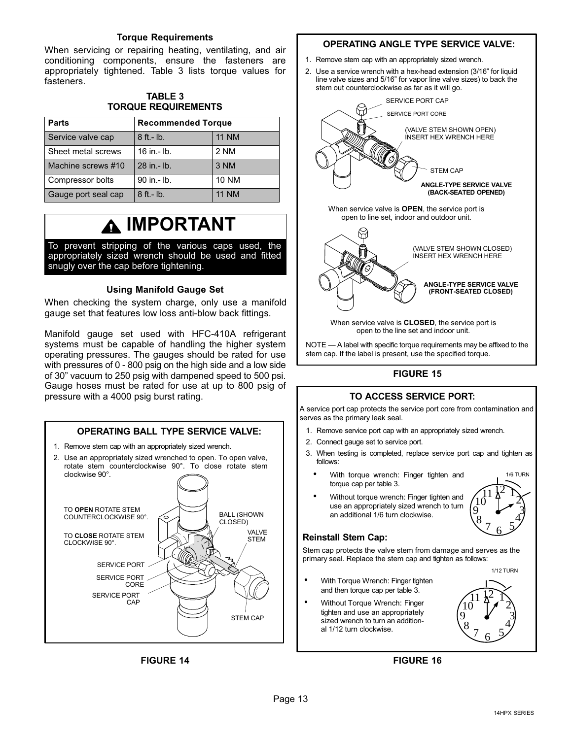### Torque Requirements

When servicing or repairing heating, ventilating, and air conditioning components, ensure the fasteners are appropriately tightened. Table 3 lists torque values for fasteners.

**TABLE 3**
**TORQUE REQUIREMENTS**

| Parts | Recommended Torque | |
|---|---|---|
| Service valve cap | 8 ft.- lb. | 11 NM |
| Sheet metal screws | 16 in.- lb. | 2 NM |
| Machine screws #10 | 28 in.- lb. | 3 NM |
| Compressor bolts | 90 in.- lb. | 10 NM |
| Gauge port seal cap | 8 ft.- lb. | 11 NM |

## IMPORTANT

To prevent stripping of the various caps used, the appropriately sized wrench should be used and fitted snugly over the cap before tightening.

### Using Manifold Gauge Set

When checking the system charge, only use a manifold gauge set that features low loss anti-blow back fittings.

Manifold gauge set used with HFC-410A refrigerant systems must be capable of handling the higher system operating pressures. The gauges should be rated for use with pressures of 0 - 800 psig on the high side and a low side of 30” vacuum to 250 psig with dampened speed to 500 psi. Gauge hoses must be rated for use at up to 800 psig of pressure with a 4000 psig burst rating.

### OPERATING BALL TYPE SERVICE VALVE:

1. Remove stem cap with an appropriately sized wrench.
2. Use an appropriately sized wrenched to open. To open valve, rotate stem counterclockwise 90°. To close rotate stem clockwise 90°.

TO **OPEN** ROTATE STEM COUNTERCLOCKWISE 90°.

TO **CLOSE** ROTATE STEM CLOCKWISE 90°.

SERVICE PORT
SERVICE PORT CORE
SERVICE PORT CAP
BALL (SHOWN CLOSED)
VALVE STEM
STEM CAP

**FIGURE 14**

### OPERATING ANGLE TYPE SERVICE VALVE:

1. Remove stem cap with an appropriately sized wrench.
2. Use a service wrench with a hex-head extension (3/16” for liquid line valve sizes and 5/16” for vapor line valve sizes) to back the stem out counterclockwise as far as it will go.

SERVICE PORT CAP
SERVICE PORT CORE
(VALVE STEM SHOWN OPEN) INSERT HEX WRENCH HERE
STEM CAP

**ANGLE-TYPE SERVICE VALVE (BACK-SEATED OPENED)**

When service valve is **OPEN**, the service port is open to line set, indoor and outdoor unit.

(VALVE STEM SHOWN CLOSED) INSERT HEX WRENCH HERE

**ANGLE-TYPE SERVICE VALVE (FRONT-SEATED CLOSED)**

When service valve is **CLOSED**, the service port is open to the line set and indoor unit.

NOTE — A label with specific torque requirements may be affixed to the stem cap. If the label is present, use the specified torque.

**FIGURE 15**

### TO ACCESS SERVICE PORT:

A service port cap protects the service port core from contamination and serves as the primary leak seal.

1. Remove service port cap with an appropriately sized wrench.
2. Connect gauge set to service port.
3. When testing is completed, replace service port cap and tighten as follows:
   - With torque wrench: Finger tighten and torque cap per table 3.
   - Without torque wrench: Finger tighten and use an appropriately sized wrench to turn an additional 1/6 turn clockwise.

1/6 TURN

**Reinstall Stem Cap:**

Stem cap protects the valve stem from damage and serves as the primary seal. Replace the stem cap and tighten as follows:

- With Torque Wrench: Finger tighten and then torque cap per table 3.
- Without Torque Wrench: Finger tighten and use an appropriately sized wrench to turn an additional 1/12 turn clockwise.

1/12 TURN

**FIGURE 16**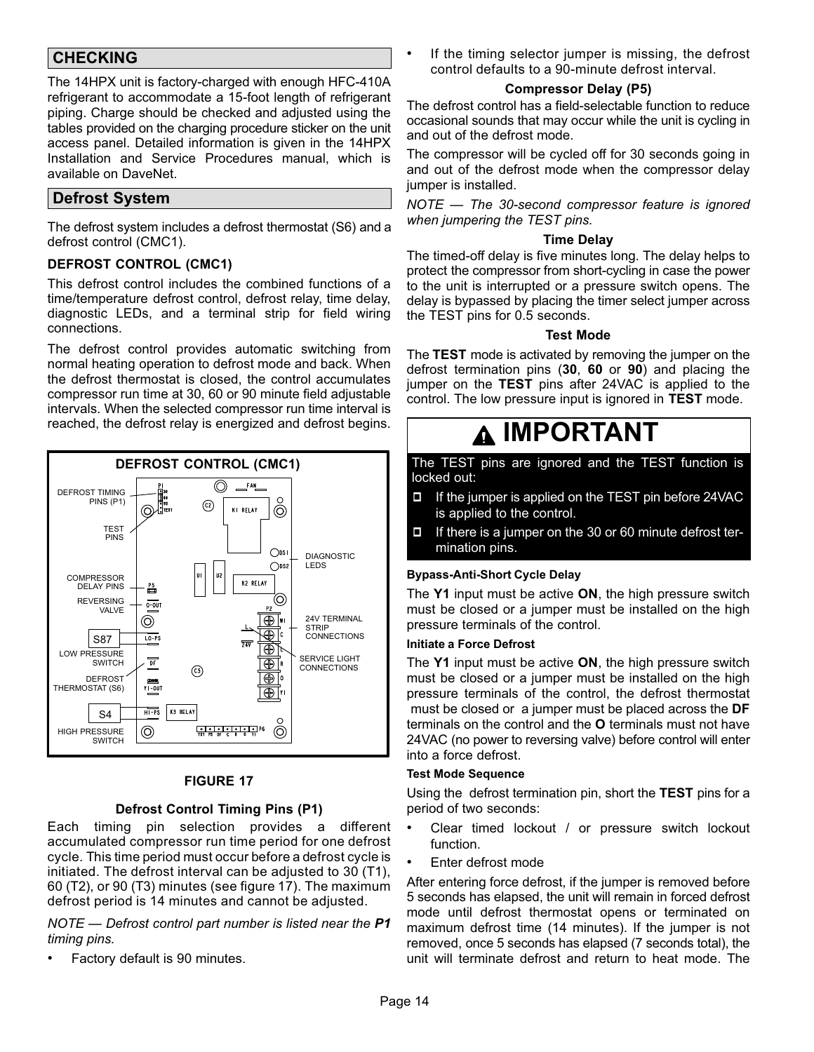## CHECKING

The 14HPX unit is factory-charged with enough HFC-410A refrigerant to accommodate a 15-foot length of refrigerant piping. Charge should be checked and adjusted using the tables provided on the charging procedure sticker on the unit access panel. Detailed information is given in the 14HPX Installation and Service Procedures manual, which is available on DaveNet.

## Defrost System

The defrost system includes a defrost thermostat (S6) and a defrost control (CMC1).

### DEFROST CONTROL (CMC1)

This defrost control includes the combined functions of a time/temperature defrost control, defrost relay, time delay, diagnostic LEDs, and a terminal strip for field wiring connections.

The defrost control provides automatic switching from normal heating operation to defrost mode and back. When the defrost thermostat is closed, the control accumulates compressor run time at 30, 60 or 90 minute field adjustable intervals. When the selected compressor run time interval is reached, the defrost relay is energized and defrost begins.

DEFROST CONTROL (CMC1)

DEFROST TIMING PINS (P1)
TEST PINS
COMPRESSOR DELAY PINS
REVERSING VALVE
S87 LOW PRESSURE SWITCH
DEFROST THERMOSTAT (S6)
S4 HIGH PRESSURE SWITCH
DIAGNOSTIC LEDS
24V TERMINAL STRIP CONNECTIONS
SERVICE LIGHT CONNECTIONS

**FIGURE 17**

#### Defrost Control Timing Pins (P1)

Each timing pin selection provides a different accumulated compressor run time period for one defrost cycle. This time period must occur before a defrost cycle is initiated. The defrost interval can be adjusted to 30 (T1), 60 (T2), or 90 (T3) minutes (see figure 17). The maximum defrost period is 14 minutes and cannot be adjusted.

*NOTE — Defrost control part number is listed near the **P1** timing pins.*

- Factory default is 90 minutes.
- If the timing selector jumper is missing, the defrost control defaults to a 90-minute defrost interval.

#### Compressor Delay (P5)

The defrost control has a field-selectable function to reduce occasional sounds that may occur while the unit is cycling in and out of the defrost mode.

The compressor will be cycled off for 30 seconds going in and out of the defrost mode when the compressor delay jumper is installed.

*NOTE — The 30-second compressor feature is ignored when jumpering the TEST pins.*

#### Time Delay

The timed-off delay is five minutes long. The delay helps to protect the compressor from short-cycling in case the power to the unit is interrupted or a pressure switch opens. The delay is bypassed by placing the timer select jumper across the TEST pins for 0.5 seconds.

#### Test Mode

The **TEST** mode is activated by removing the jumper on the defrost termination pins (**30**, **60** or **90**) and placing the jumper on the **TEST** pins after 24VAC is applied to the control. The low pressure input is ignored in **TEST** mode.

> **IMPORTANT**
>
> The TEST pins are ignored and the TEST function is locked out:
>
> - If the jumper is applied on the TEST pin before 24VAC is applied to the control.
> - If there is a jumper on the 30 or 60 minute defrost termination pins.

#### Bypass-Anti-Short Cycle Delay

The **Y1** input must be active **ON**, the high pressure switch must be closed or a jumper must be installed on the high pressure terminals of the control.

#### Initiate a Force Defrost

The **Y1** input must be active **ON**, the high pressure switch must be closed or a jumper must be installed on the high pressure terminals of the control, the defrost thermostat must be closed or a jumper must be placed across the **DF** terminals on the control and the **O** terminals must not have 24VAC (no power to reversing valve) before control will enter into a force defrost.

#### Test Mode Sequence

Using the defrost termination pin, short the **TEST** pins for a period of two seconds:

- Clear timed lockout / or pressure switch lockout function.
- Enter defrost mode

After entering force defrost, if the jumper is removed before 5 seconds has elapsed, the unit will remain in forced defrost mode until defrost thermostat opens or terminated on maximum defrost time (14 minutes). If the jumper is not removed, once 5 seconds has elapsed (7 seconds total), the unit will terminate defrost and return to heat mode. The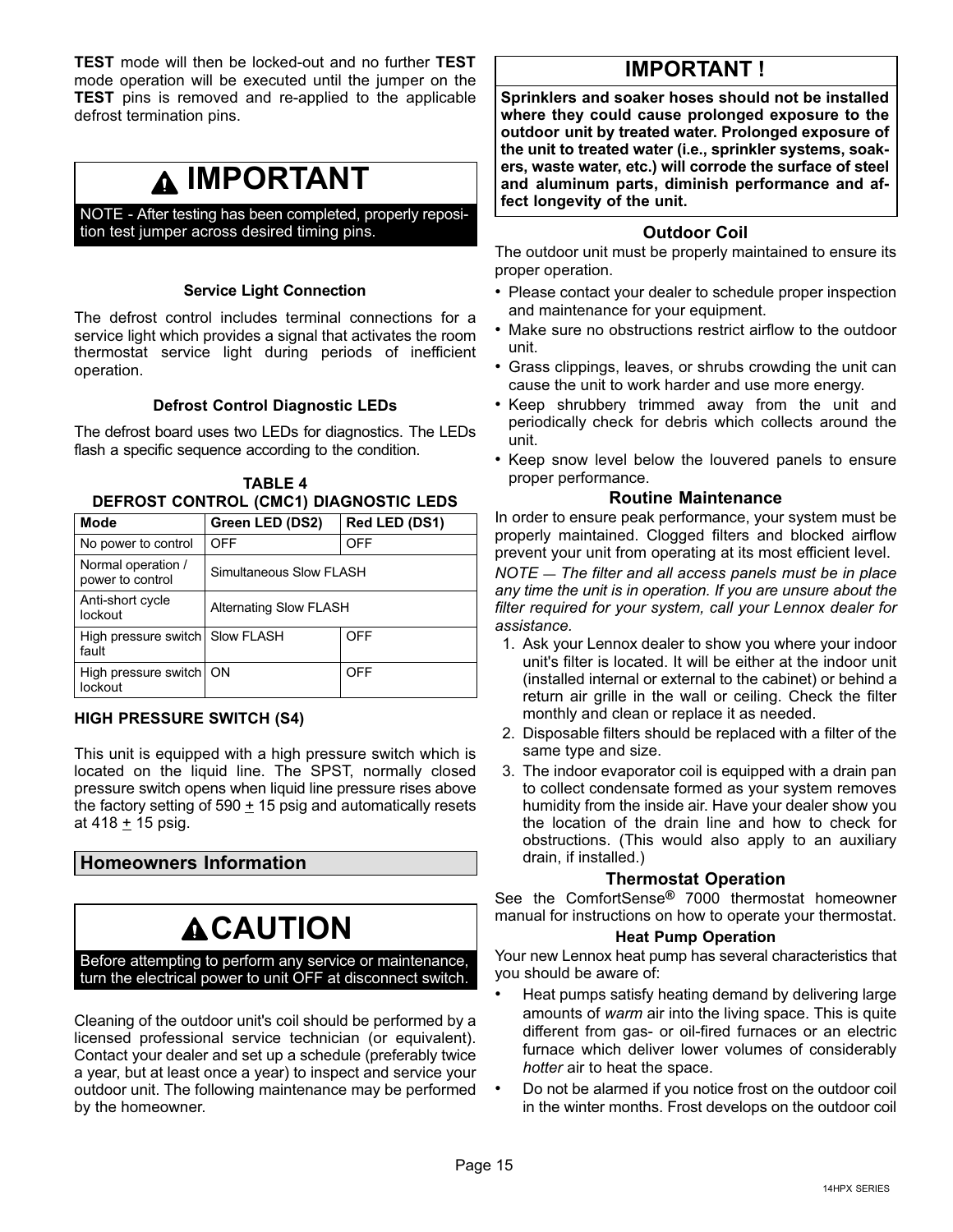**TEST** mode will then be locked-out and no further **TEST** mode operation will be executed until the jumper on the **TEST** pins is removed and re-applied to the applicable defrost termination pins.

## ⚠ IMPORTANT

NOTE - After testing has been completed, properly reposition test jumper across desired timing pins.

### Service Light Connection

The defrost control includes terminal connections for a service light which provides a signal that activates the room thermostat service light during periods of inefficient operation.

### Defrost Control Diagnostic LEDs

The defrost board uses two LEDs for diagnostics. The LEDs flash a specific sequence according to the condition.

**TABLE 4**
**DEFROST CONTROL (CMC1) DIAGNOSTIC LEDS**

| Mode | Green LED (DS2) | Red LED (DS1) |
|---|---|---|
| No power to control | OFF | OFF |
| Normal operation / power to control | Simultaneous Slow FLASH | |
| Anti-short cycle lockout | Alternating Slow FLASH | |
| High pressure switch fault | Slow FLASH | OFF |
| High pressure switch lockout | ON | OFF |

### HIGH PRESSURE SWITCH (S4)

This unit is equipped with a high pressure switch which is located on the liquid line. The SPST, normally closed pressure switch opens when liquid line pressure rises above the factory setting of 590 ± 15 psig and automatically resets at 418 ± 15 psig.

## Homeowners Information

## ⚠ CAUTION

Before attempting to perform any service or maintenance, turn the electrical power to unit OFF at disconnect switch.

Cleaning of the outdoor unit's coil should be performed by a licensed professional service technician (or equivalent). Contact your dealer and set up a schedule (preferably twice a year, but at least once a year) to inspect and service your outdoor unit. The following maintenance may be performed by the homeowner.

## IMPORTANT !

**Sprinklers and soaker hoses should not be installed where they could cause prolonged exposure to the outdoor unit by treated water. Prolonged exposure of the unit to treated water (i.e., sprinkler systems, soakers, waste water, etc.) will corrode the surface of steel and aluminum parts, diminish performance and affect longevity of the unit.**

### Outdoor Coil

The outdoor unit must be properly maintained to ensure its proper operation.

- Please contact your dealer to schedule proper inspection and maintenance for your equipment.
- Make sure no obstructions restrict airflow to the outdoor unit.
- Grass clippings, leaves, or shrubs crowding the unit can cause the unit to work harder and use more energy.
- Keep shrubbery trimmed away from the unit and periodically check for debris which collects around the unit.
- Keep snow level below the louvered panels to ensure proper performance.

### Routine Maintenance

In order to ensure peak performance, your system must be properly maintained. Clogged filters and blocked airflow prevent your unit from operating at its most efficient level.

*NOTE — The filter and all access panels must be in place any time the unit is in operation. If you are unsure about the filter required for your system, call your Lennox dealer for assistance.*

1. Ask your Lennox dealer to show you where your indoor unit's filter is located. It will be either at the indoor unit (installed internal or external to the cabinet) or behind a return air grille in the wall or ceiling. Check the filter monthly and clean or replace it as needed.
2. Disposable filters should be replaced with a filter of the same type and size.
3. The indoor evaporator coil is equipped with a drain pan to collect condensate formed as your system removes humidity from the inside air. Have your dealer show you the location of the drain line and how to check for obstructions. (This would also apply to an auxiliary drain, if installed.)

### Thermostat Operation

See the ComfortSense® 7000 thermostat homeowner manual for instructions on how to operate your thermostat.

### Heat Pump Operation

Your new Lennox heat pump has several characteristics that you should be aware of:

- Heat pumps satisfy heating demand by delivering large amounts of *warm* air into the living space. This is quite different from gas- or oil-fired furnaces or an electric furnace which deliver lower volumes of considerably *hotter* air to heat the space.
- Do not be alarmed if you notice frost on the outdoor coil in the winter months. Frost develops on the outdoor coil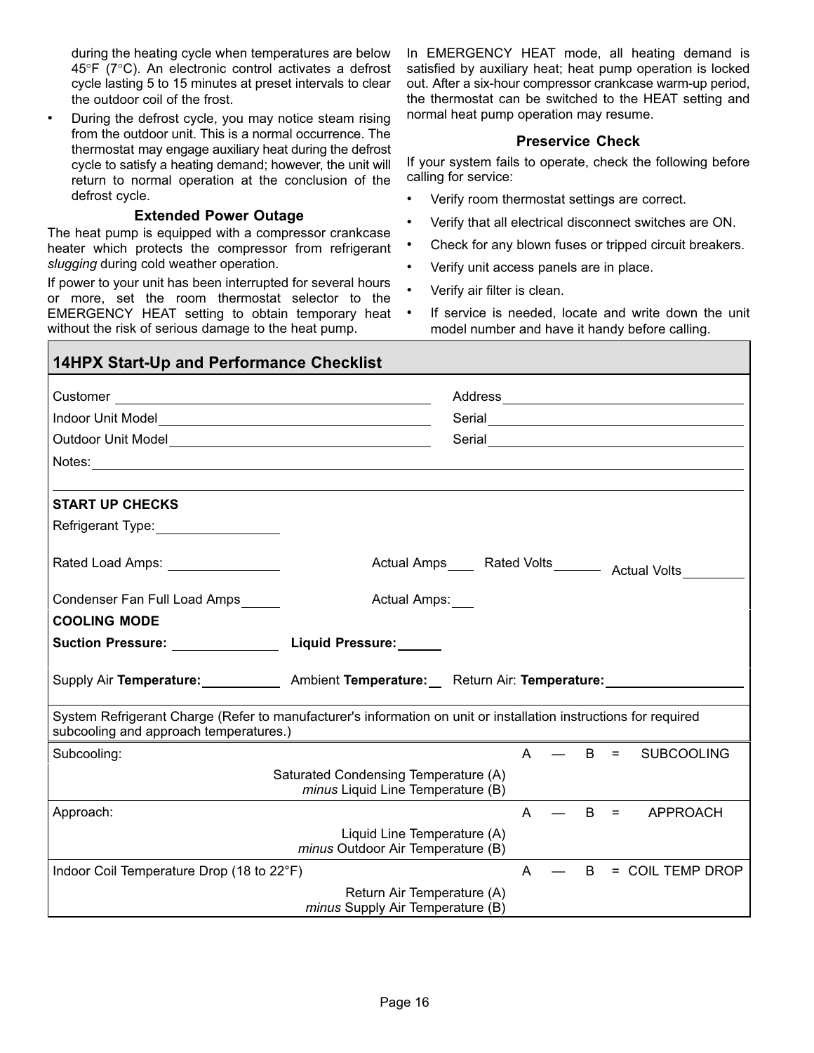during the heating cycle when temperatures are below 45°F (7°C). An electronic control activates a defrost cycle lasting 5 to 15 minutes at preset intervals to clear the outdoor coil of the frost.

- During the defrost cycle, you may notice steam rising from the outdoor unit. This is a normal occurrence. The thermostat may engage auxiliary heat during the defrost cycle to satisfy a heating demand; however, the unit will return to normal operation at the conclusion of the defrost cycle.

### Extended Power Outage

The heat pump is equipped with a compressor crankcase heater which protects the compressor from refrigerant *slugging* during cold weather operation.

If power to your unit has been interrupted for several hours or more, set the room thermostat selector to the EMERGENCY HEAT setting to obtain temporary heat without the risk of serious damage to the heat pump.

In EMERGENCY HEAT mode, all heating demand is satisfied by auxiliary heat; heat pump operation is locked out. After a six-hour compressor crankcase warm-up period, the thermostat can be switched to the HEAT setting and normal heat pump operation may resume.

### Preservice Check

If your system fails to operate, check the following before calling for service:

- Verify room thermostat settings are correct.
- Verify that all electrical disconnect switches are ON.
- Check for any blown fuses or tripped circuit breakers.
- Verify unit access panels are in place.
- Verify air filter is clean.
- If service is needed, locate and write down the unit model number and have it handy before calling.

## 14HPX Start-Up and Performance Checklist

Customer ____________________ Address ____________________

Indoor Unit Model ____________________ Serial ____________________

Outdoor Unit Model ____________________ Serial ____________________

Notes: ____________________

**START UP CHECKS**

Refrigerant Type: ____________

Rated Load Amps: ____________ Actual Amps ____ Rated Volts ______ Actual Volts ______

Condenser Fan Full Load Amps ______ Actual Amps: ___

**COOLING MODE**

**Suction Pressure:** ____________ **Liquid Pressure:** ______

Supply Air **Temperature:** ________ Ambient **Temperature:** __ Return Air: **Temperature:** ____________

System Refrigerant Charge (Refer to manufacturer's information on unit or installation instructions for required subcooling and approach temperatures.)

| | | |
|---|---|---|
| Subcooling: Saturated Condensing Temperature (A) *minus* Liquid Line Temperature (B) | A — B = | SUBCOOLING |
| Approach: Liquid Line Temperature (A) *minus* Outdoor Air Temperature (B) | A — B = | APPROACH |
| Indoor Coil Temperature Drop (18 to 22°F) Return Air Temperature (A) *minus* Supply Air Temperature (B) | A — B = | COIL TEMP DROP |